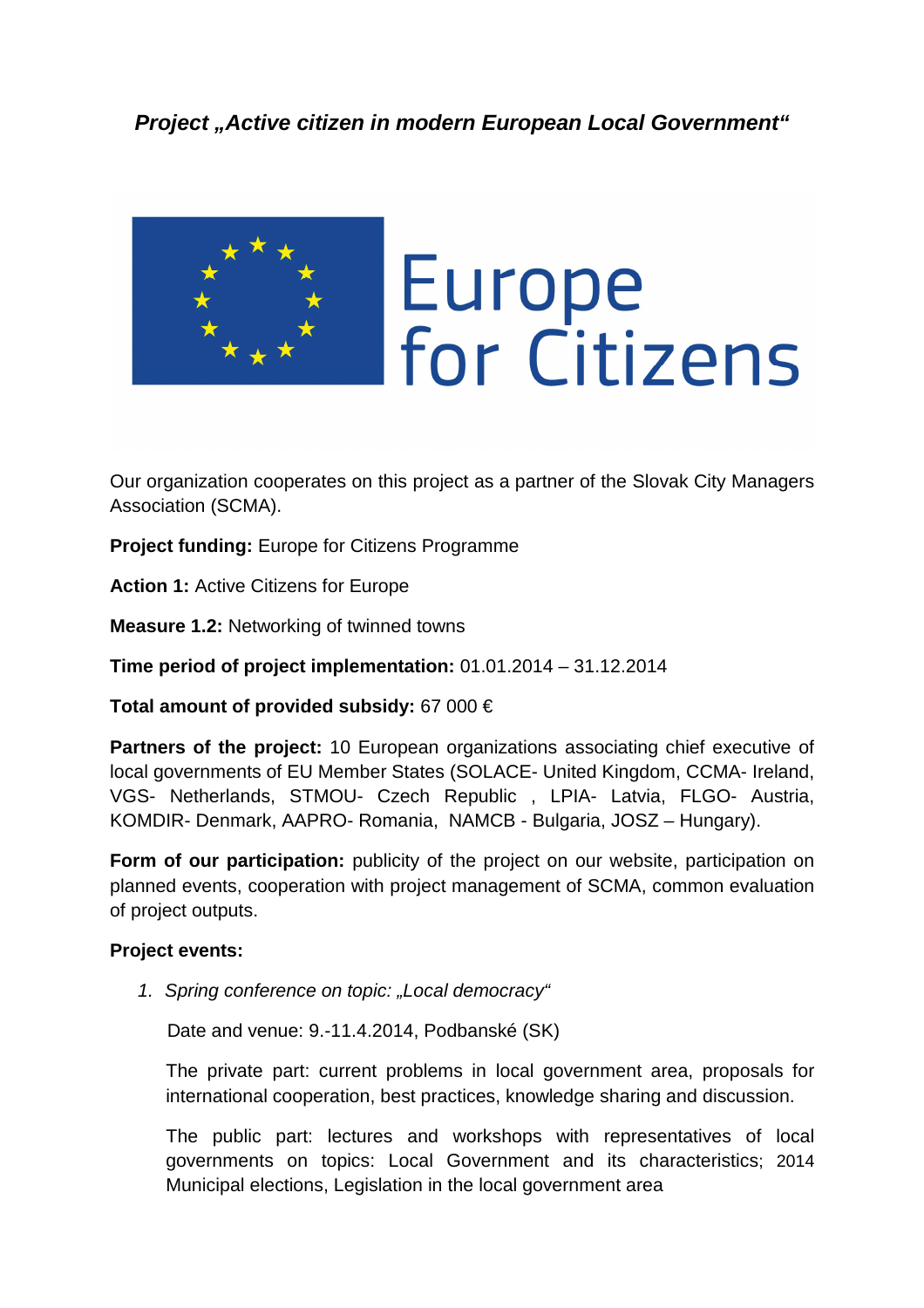***Project „Active citizen in modern European Local Government“***

Europe for Citizens

Our organization cooperates on this project as a partner of the Slovak City Managers Association (SCMA).

**Project funding:** Europe for Citizens Programme

**Action 1:** Active Citizens for Europe

**Measure 1.2:** Networking of twinned towns

**Time period of project implementation:** 01.01.2014 – 31.12.2014

**Total amount of provided subsidy:** 67 000 €

**Partners of the project:** 10 European organizations associating chief executive of local governments of EU Member States (SOLACE- United Kingdom, CCMA- Ireland, VGS- Netherlands, STMOU- Czech Republic , LPIA- Latvia, FLGO- Austria, KOMDIR- Denmark, AAPRO- Romania, NAMCB - Bulgaria, JOSZ – Hungary).

**Form of our participation:** publicity of the project on our website, participation on planned events, cooperation with project management of SCMA, common evaluation of project outputs.

**Project events:**

1. *Spring conference on topic: „Local democracy“*

   Date and venue: 9.-11.4.2014, Podbanské (SK)

   The private part: current problems in local government area, proposals for international cooperation, best practices, knowledge sharing and discussion.

   The public part: lectures and workshops with representatives of local governments on topics: Local Government and its characteristics; 2014 Municipal elections, Legislation in the local government area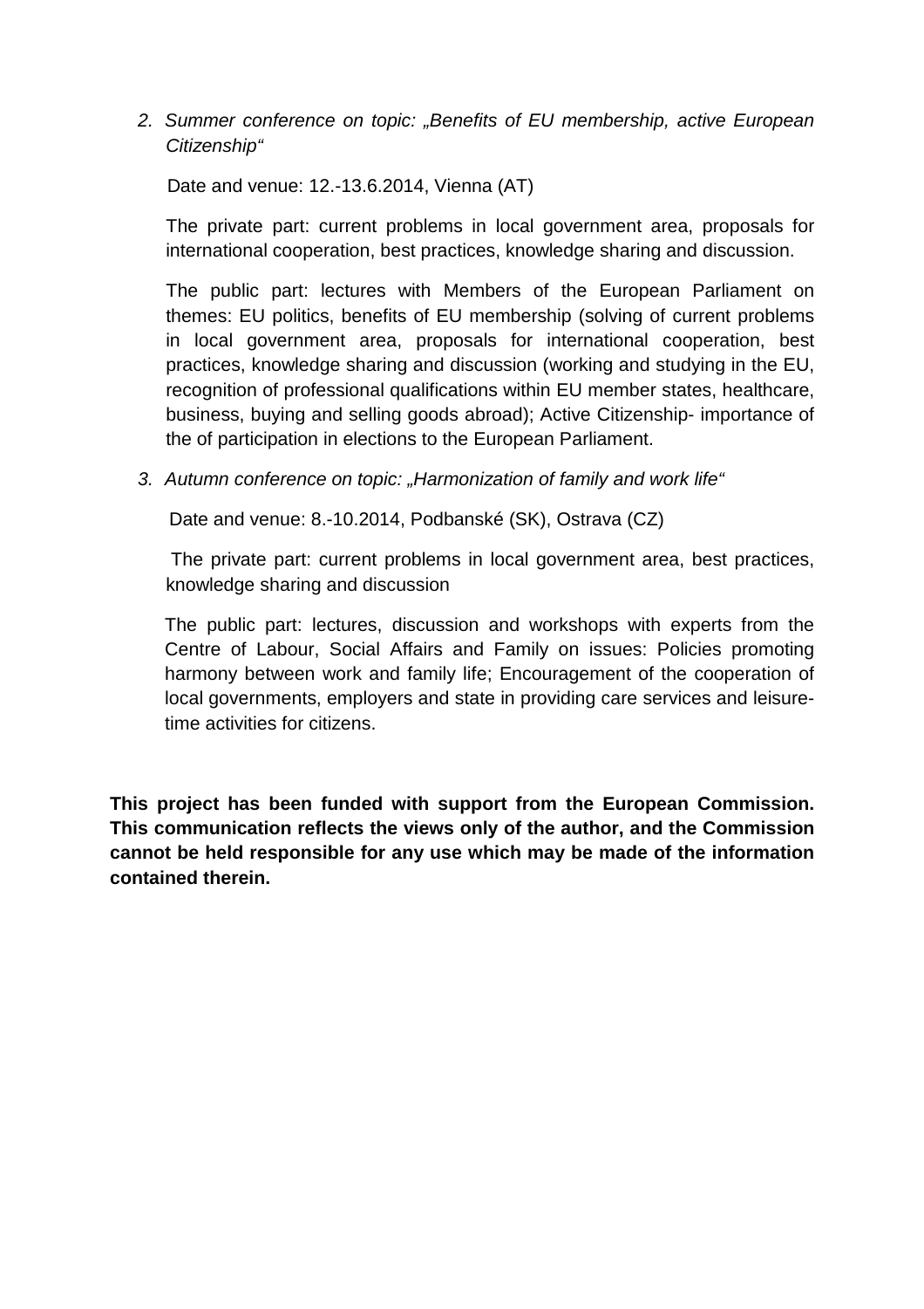2. *Summer conference on topic: „Benefits of EU membership, active European Citizenship“*

   Date and venue: 12.-13.6.2014, Vienna (AT)

   The private part: current problems in local government area, proposals for international cooperation, best practices, knowledge sharing and discussion.

   The public part: lectures with Members of the European Parliament on themes: EU politics, benefits of EU membership (solving of current problems in local government area, proposals for international cooperation, best practices, knowledge sharing and discussion (working and studying in the EU, recognition of professional qualifications within EU member states, healthcare, business, buying and selling goods abroad); Active Citizenship- importance of the of participation in elections to the European Parliament.

3. *Autumn conference on topic: „Harmonization of family and work life“*

   Date and venue: 8.-10.2014, Podbanské (SK), Ostrava (CZ)

   The private part: current problems in local government area, best practices, knowledge sharing and discussion

   The public part: lectures, discussion and workshops with experts from the Centre of Labour, Social Affairs and Family on issues: Policies promoting harmony between work and family life; Encouragement of the cooperation of local governments, employers and state in providing care services and leisure-time activities for citizens.

**This project has been funded with support from the European Commission. This communication reflects the views only of the author, and the Commission cannot be held responsible for any use which may be made of the information contained therein.**